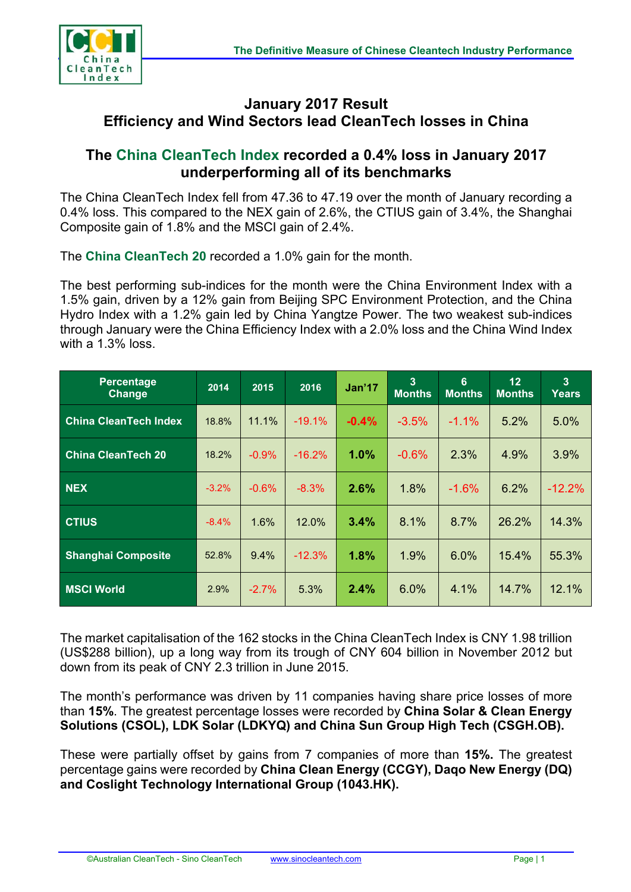# January 2017 Result
## Efficiency and Wind Sectors lead CleanTech losses in China

### The China CleanTech Index recorded a 0.4% loss in January 2017 underperforming all of its benchmarks

The China CleanTech Index fell from 47.36 to 47.19 over the month of January recording a 0.4% loss. This compared to the NEX gain of 2.6%, the CTIUS gain of 3.4%, the Shanghai Composite gain of 1.8% and the MSCI gain of 2.4%.

The **China CleanTech 20** recorded a 1.0% gain for the month.

The best performing sub-indices for the month were the China Environment Index with a 1.5% gain, driven by a 12% gain from Beijing SPC Environment Protection, and the China Hydro Index with a 1.2% gain led by China Yangtze Power. The two weakest sub-indices through January were the China Efficiency Index with a 2.0% loss and the China Wind Index with a 1.3% loss.

| Percentage Change | 2014 | 2015 | 2016 | Jan'17 | 3 Months | 6 Months | 12 Months | 3 Years |
|---|---|---|---|---|---|---|---|---|
| **China CleanTech Index** | 18.8% | 11.1% | -19.1% | **-0.4%** | -3.5% | -1.1% | 5.2% | 5.0% |
| **China CleanTech 20** | 18.2% | -0.9% | -16.2% | **1.0%** | -0.6% | 2.3% | 4.9% | 3.9% |
| **NEX** | -3.2% | -0.6% | -8.3% | **2.6%** | 1.8% | -1.6% | 6.2% | -12.2% |
| **CTIUS** | -8.4% | 1.6% | 12.0% | **3.4%** | 8.1% | 8.7% | 26.2% | 14.3% |
| **Shanghai Composite** | 52.8% | 9.4% | -12.3% | **1.8%** | 1.9% | 6.0% | 15.4% | 55.3% |
| **MSCI World** | 2.9% | -2.7% | 5.3% | **2.4%** | 6.0% | 4.1% | 14.7% | 12.1% |

The market capitalisation of the 162 stocks in the China CleanTech Index is CNY 1.98 trillion (US$288 billion), up a long way from its trough of CNY 604 billion in November 2012 but down from its peak of CNY 2.3 trillion in June 2015.

The month's performance was driven by 11 companies having share price losses of more than **15%**. The greatest percentage losses were recorded by **China Solar & Clean Energy Solutions (CSOL), LDK Solar (LDKYQ) and China Sun Group High Tech (CSGH.OB).**

These were partially offset by gains from 7 companies of more than **15%.** The greatest percentage gains were recorded by **China Clean Energy (CCGY), Daqo New Energy (DQ) and Coslight Technology International Group (1043.HK).**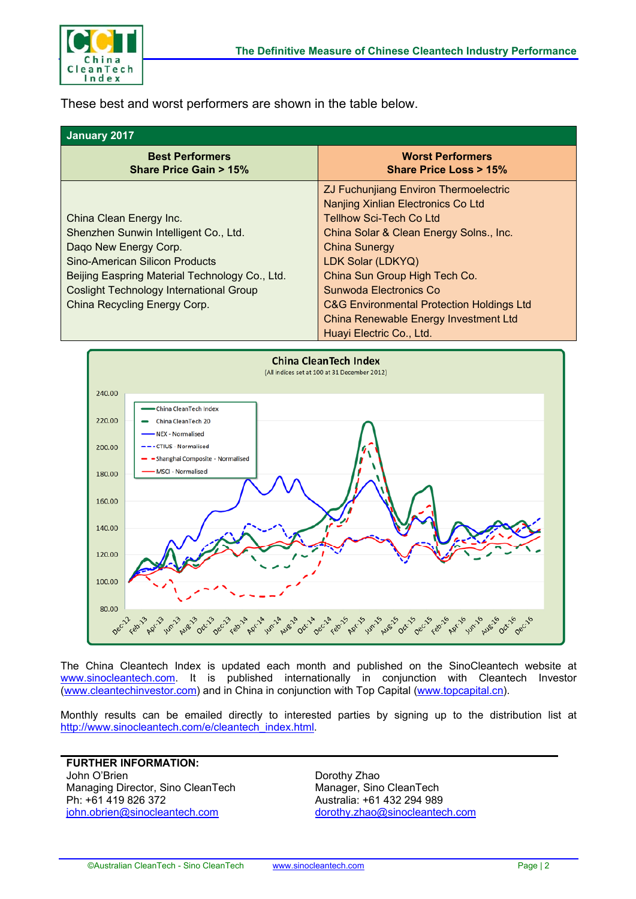These best and worst performers are shown in the table below.

| January 2017 | |
|---|---|
| **Best Performers**<br>**Share Price Gain > 15%** | **Worst Performers**<br>**Share Price Loss > 15%** |
| China Clean Energy Inc.<br>Shenzhen Sunwin Intelligent Co., Ltd.<br>Daqo New Energy Corp.<br>Sino-American Silicon Products<br>Beijing Easpring Material Technology Co., Ltd.<br>Coslight Technology International Group<br>China Recycling Energy Corp. | ZJ Fuchunjiang Environ Thermoelectric<br>Nanjing Xinlian Electronics Co Ltd<br>Tellhow Sci-Tech Co Ltd<br>China Solar & Clean Energy Solns., Inc.<br>China Sunergy<br>LDK Solar (LDKYQ)<br>China Sun Group High Tech Co.<br>Sunwoda Electronics Co<br>C&G Environmental Protection Holdings Ltd<br>China Renewable Energy Investment Ltd<br>Huayi Electric Co., Ltd. |

China CleanTech Index
(All indices set at 100 at 31 December 2012)

240.00
220.00
200.00
180.00
160.00
140.00
120.00
100.00
80.00

China CleanTech Index
China CleanTech 20
NEX - Normalised
CTIUS - Normalised
Shanghai Composite - Normalised
MSCI - Normalised

Dec-12 Feb-13 Apr-13 Jun-13 Aug-13 Oct-13 Dec-13 Feb-14 Apr-14 Jun-14 Aug-14 Oct-14 Dec-14 Feb-15 Apr-15 Jun-15 Aug-15 Oct-15 Dec-15 Feb-16 Apr-16 Jun-16 Aug-16 Oct-16 Dec-16

The China Cleantech Index is updated each month and published on the SinoCleantech website at www.sinocleantech.com. It is published internationally in conjunction with Cleantech Investor (www.cleantechinvestor.com) and in China in conjunction with Top Capital (www.topcapital.cn).

Monthly results can be emailed directly to interested parties by signing up to the distribution list at http://www.sinocleantech.com/e/cleantech_index.html.

**FURTHER INFORMATION:**

John O'Brien
Managing Director, Sino CleanTech
Ph: +61 419 826 372
john.obrien@sinocleantech.com

Dorothy Zhao
Manager, Sino CleanTech
Australia: +61 432 294 989
dorothy.zhao@sinocleantech.com